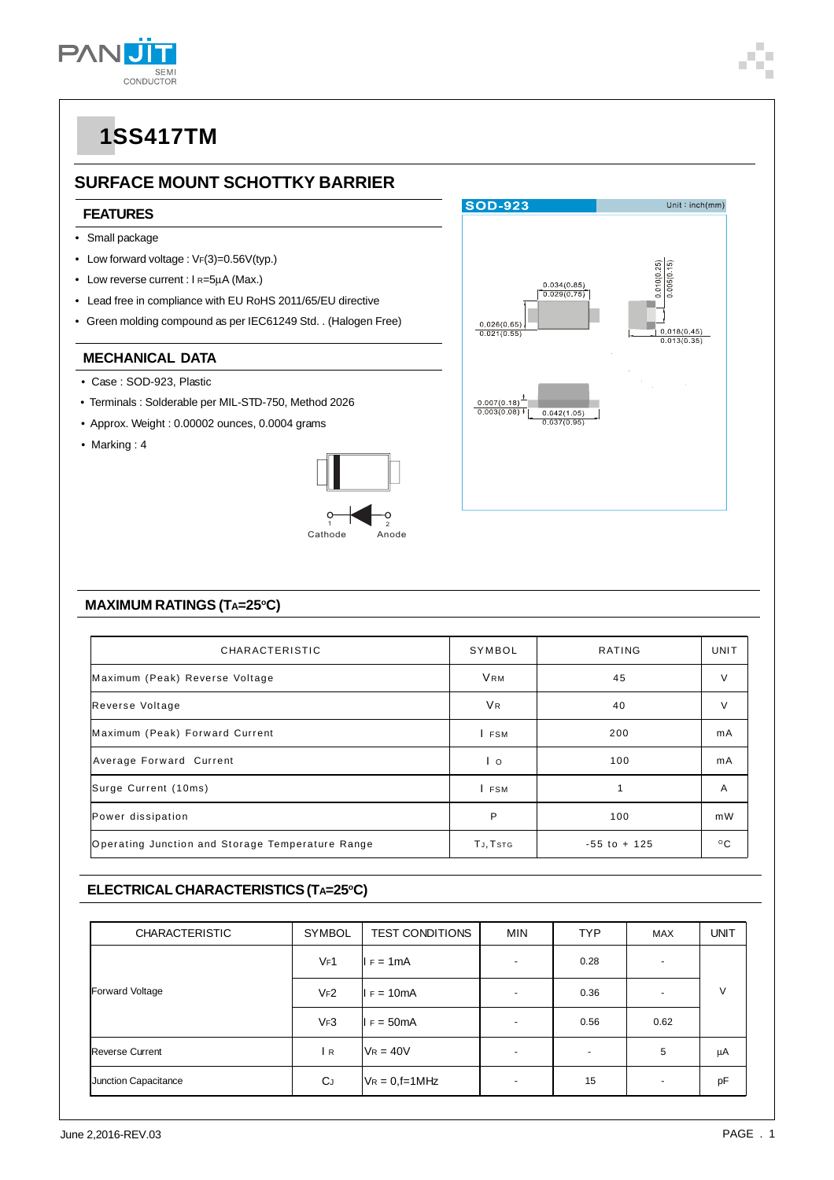# 1SS417TM

## SURFACE MOUNT SCHOTTKY BARRIER

### FEATURES

- Small package
- Low forward voltage : $V_F(3)$=0.56V(typ.)
- Low reverse current : $I_R$=5μA (Max.)
- Lead free in compliance with EU RoHS 2011/65/EU directive
- Green molding compound as per IEC61249 Std. . (Halogen Free)

### MECHANICAL DATA

- Case : SOD-923, Plastic
- Terminals : Solderable per MIL-STD-750, Method 2026
- Approx. Weight : 0.00002 ounces, 0.0004 grams
- Marking : 4

SOD-923 Unit : inch(mm)

0.034(0.85) / 0.029(0.75)
0.026(0.65) / 0.021(0.55)
0.010(0.25) / 0.005(0.15)
0.018(0.45) / 0.013(0.35)
0.007(0.18) / 0.003(0.08)
0.042(1.05) / 0.037(0.95)

1 Cathode 2 Anode

### MAXIMUM RATINGS ($T_A$=25°C)

| CHARACTERISTIC | SYMBOL | RATING | UNIT |
|---|---|---|---|
| Maximum (Peak) Reverse Voltage | $V_{RM}$ | 45 | V |
| Reverse Voltage | $V_R$ | 40 | V |
| Maximum (Peak) Forward Current | $I_{FSM}$ | 200 | mA |
| Average Forward Current | $I_O$ | 100 | mA |
| Surge Current (10ms) | $I_{FSM}$ | 1 | A |
| Power dissipation | P | 100 | mW |
| Operating Junction and Storage Temperature Range | $T_J$, $T_{STG}$ | -55 to + 125 | °C |

### ELECTRICAL CHARACTERISTICS ($T_A$=25°C)

| CHARACTERISTIC | SYMBOL | TEST CONDITIONS | MIN | TYP | MAX | UNIT |
|---|---|---|---|---|---|---|
| Forward Voltage | $V_F1$ | $I_F$ = 1mA | - | 0.28 | - | V |
| | $V_F2$ | $I_F$ = 10mA | - | 0.36 | - | |
| | $V_F3$ | $I_F$ = 50mA | - | 0.56 | 0.62 | |
| Reverse Current | $I_R$ | $V_R$ = 40V | - | - | 5 | μA |
| Junction Capacitance | $C_J$ | $V_R$ = 0,f=1MHz | - | 15 | - | pF |

June 2,2016-REV.03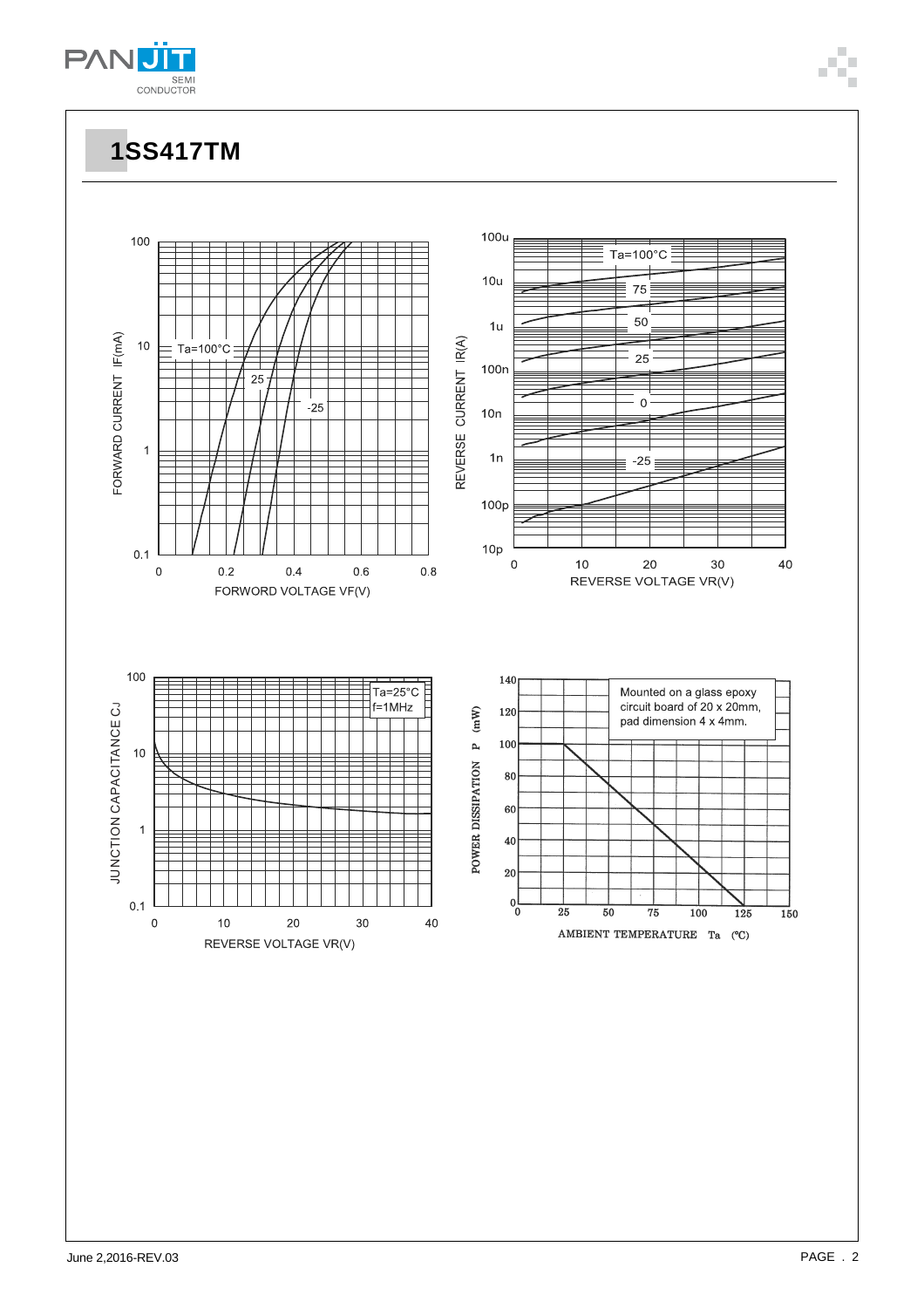# 1SS417TM

FORWARD CURRENT IF(mA)

FORWORD VOLTAGE VF(V)

Ta=100°C, 25, -25

REVERSE CURRENT IR(A)

REVERSE VOLTAGE VR(V)

Ta=100°C, 75, 50, 25, 0, -25

JUNCTION CAPACITANCE CJ

REVERSE VOLTAGE VR(V)

Ta=25°C
f=1MHz

POWER DISSIPATION P (mW)

AMBIENT TEMPERATURE Ta (°C)

Mounted on a glass epoxy circuit board of 20 x 20mm, pad dimension 4 x 4mm.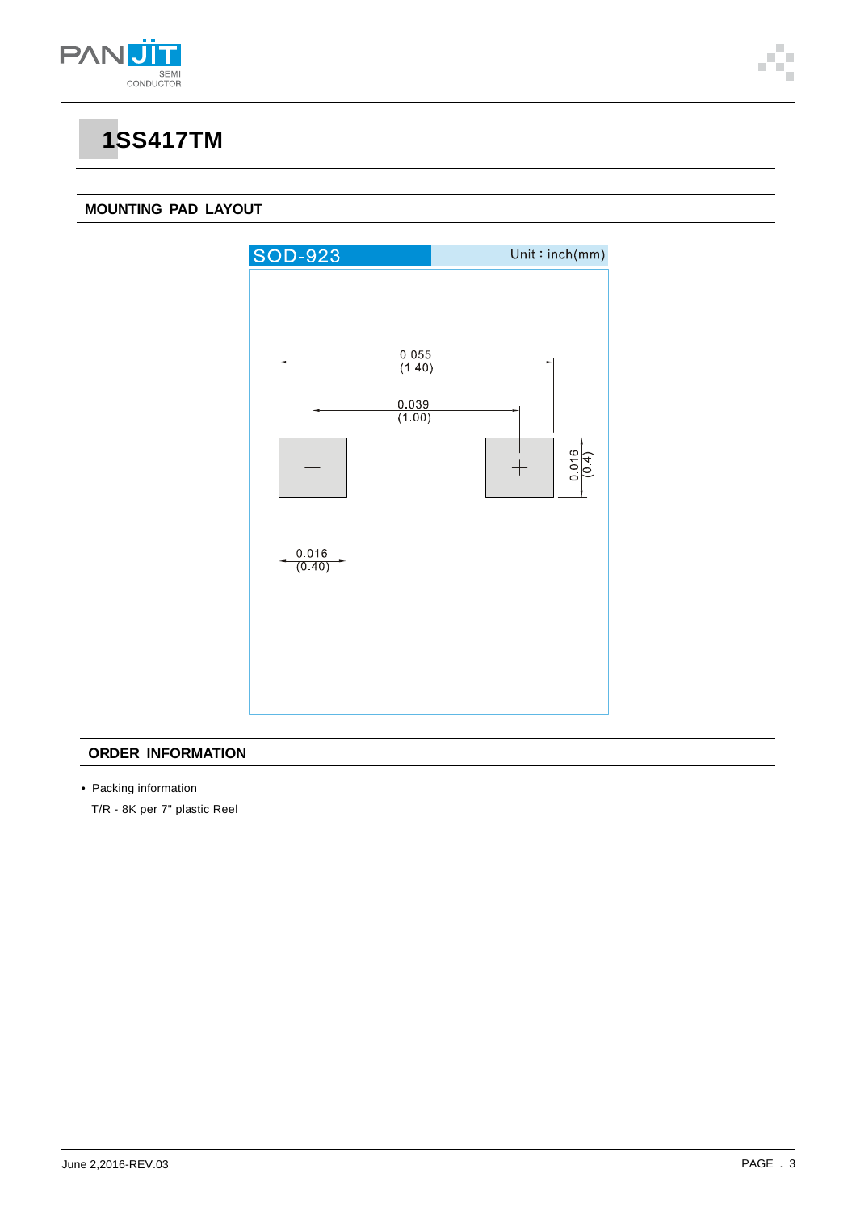# 1SS417TM

## MOUNTING PAD LAYOUT

SOD-923 Unit : inch(mm)

0.055 (1.40)

0.039 (1.00)

0.016 (0.4)

0.016 (0.40)

## ORDER INFORMATION

- Packing information

  T/R - 8K per 7" plastic Reel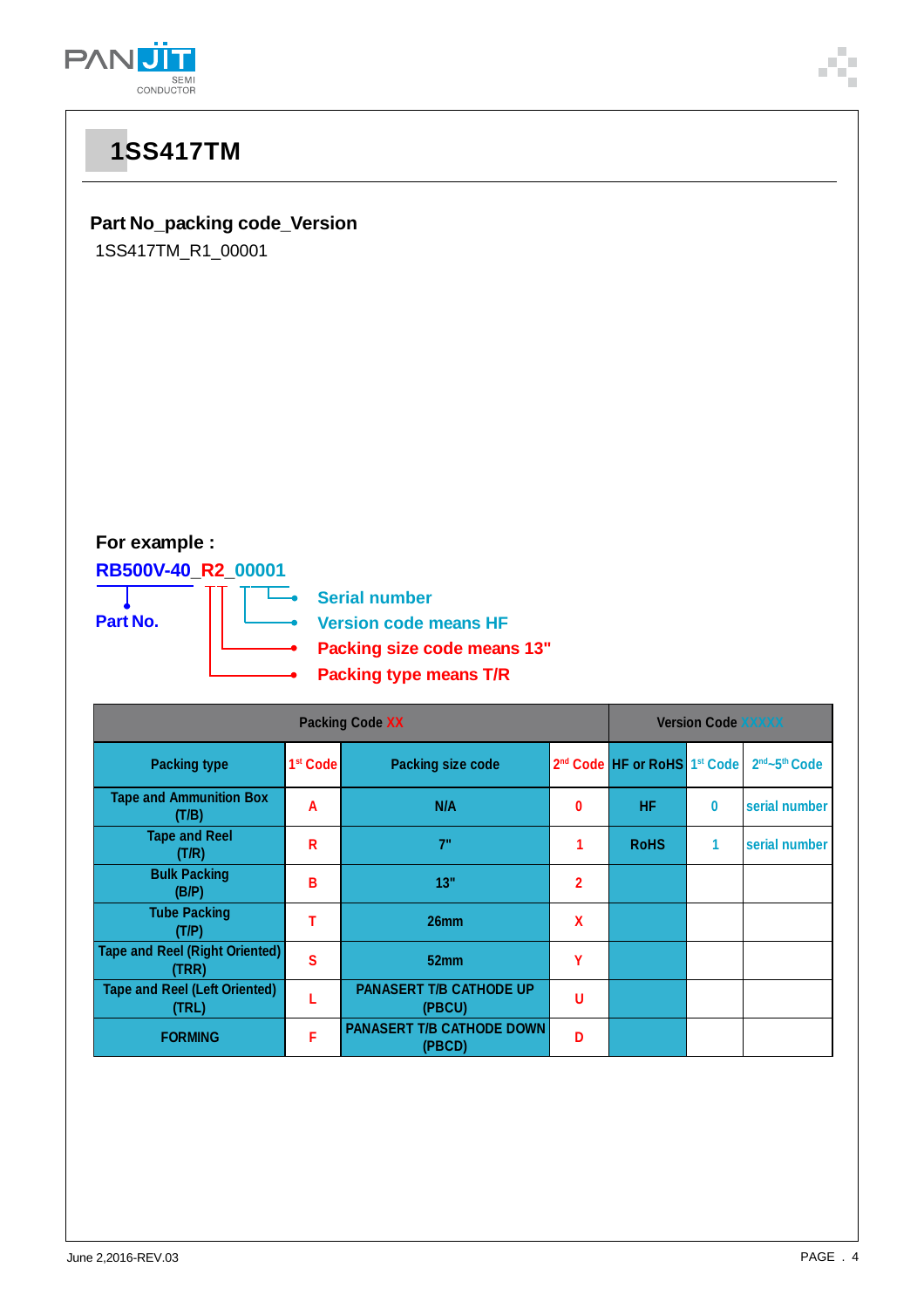# 1SS417TM

**Part No_packing code_Version**

1SS417TM_R1_00001

**For example :**

**RB500V-40_R2_00001**

- Part No.
- Serial number
- Version code means HF
- Packing size code means 13"
- Packing type means T/R

| Packing Code XX | | | | Version Code XXXXX | | |
|---|---|---|---|---|---|---|
| Packing type | 1st Code | Packing size code | 2nd Code | HF or RoHS | 1st Code | 2nd~5th Code |
| Tape and Ammunition Box (T/B) | A | N/A | 0 | HF | 0 | serial number |
| Tape and Reel (T/R) | R | 7" | 1 | RoHS | 1 | serial number |
| Bulk Packing (B/P) | B | 13" | 2 | | | |
| Tube Packing (T/P) | T | 26mm | X | | | |
| Tape and Reel (Right Oriented) (TRR) | S | 52mm | Y | | | |
| Tape and Reel (Left Oriented) (TRL) | L | PANASERT T/B CATHODE UP (PBCU) | U | | | |
| FORMING | F | PANASERT T/B CATHODE DOWN (PBCD) | D | | | |

June 2,2016-REV.03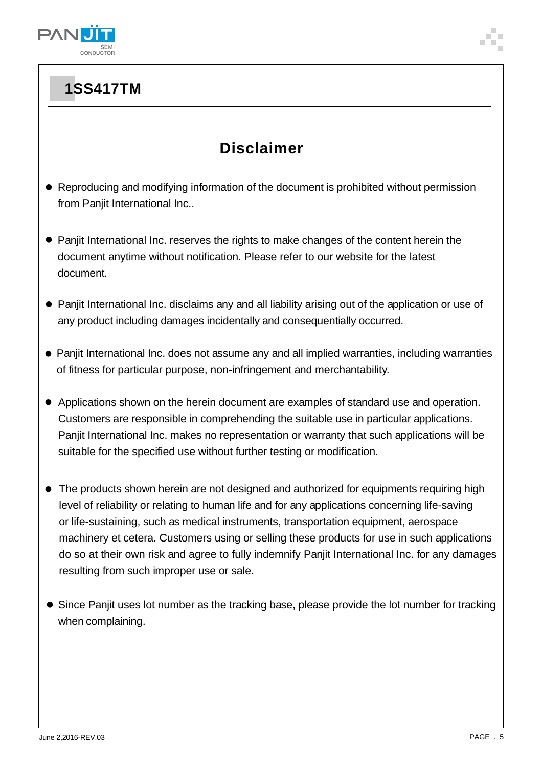# 1SS417TM

## Disclaimer

- Reproducing and modifying information of the document is prohibited without permission from Panjit International Inc..
- Panjit International Inc. reserves the rights to make changes of the content herein the document anytime without notification. Please refer to our website for the latest document.
- Panjit International Inc. disclaims any and all liability arising out of the application or use of any product including damages incidentally and consequentially occurred.
- Panjit International Inc. does not assume any and all implied warranties, including warranties of fitness for particular purpose, non-infringement and merchantability.
- Applications shown on the herein document are examples of standard use and operation. Customers are responsible in comprehending the suitable use in particular applications. Panjit International Inc. makes no representation or warranty that such applications will be suitable for the specified use without further testing or modification.
- The products shown herein are not designed and authorized for equipments requiring high level of reliability or relating to human life and for any applications concerning life-saving or life-sustaining, such as medical instruments, transportation equipment, aerospace machinery et cetera. Customers using or selling these products for use in such applications do so at their own risk and agree to fully indemnify Panjit International Inc. for any damages resulting from such improper use or sale.
- Since Panjit uses lot number as the tracking base, please provide the lot number for tracking when complaining.

June 2,2016-REV.03